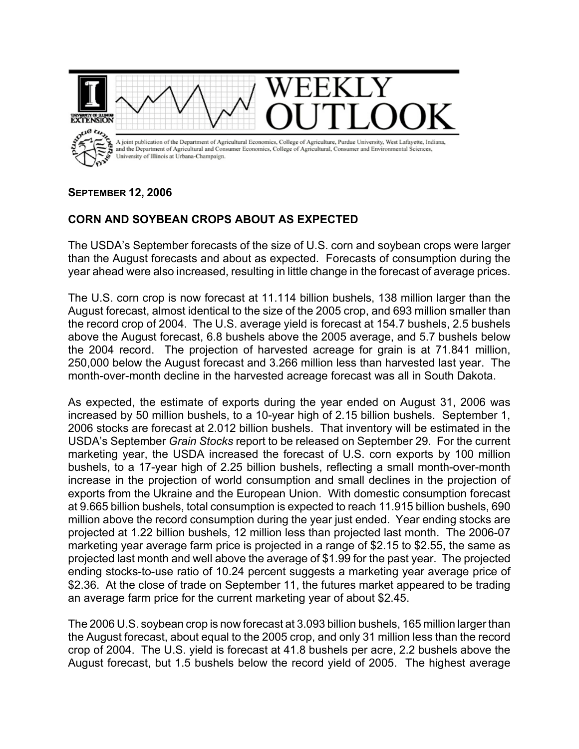# WEEKLY OUTLOOK

A joint publication of the Department of Agricultural Economics, College of Agriculture, Purdue University, West Lafayette, Indiana, and the Department of Agricultural and Consumer Economics, College of Agricultural, Consumer and Environmental Sciences, University of Illinois at Urbana-Champaign.

**SEPTEMBER 12, 2006**

## CORN AND SOYBEAN CROPS ABOUT AS EXPECTED

The USDA's September forecasts of the size of U.S. corn and soybean crops were larger than the August forecasts and about as expected. Forecasts of consumption during the year ahead were also increased, resulting in little change in the forecast of average prices.

The U.S. corn crop is now forecast at 11.114 billion bushels, 138 million larger than the August forecast, almost identical to the size of the 2005 crop, and 693 million smaller than the record crop of 2004. The U.S. average yield is forecast at 154.7 bushels, 2.5 bushels above the August forecast, 6.8 bushels above the 2005 average, and 5.7 bushels below the 2004 record. The projection of harvested acreage for grain is at 71.841 million, 250,000 below the August forecast and 3.266 million less than harvested last year. The month-over-month decline in the harvested acreage forecast was all in South Dakota.

As expected, the estimate of exports during the year ended on August 31, 2006 was increased by 50 million bushels, to a 10-year high of 2.15 billion bushels. September 1, 2006 stocks are forecast at 2.012 billion bushels. That inventory will be estimated in the USDA's September *Grain Stocks* report to be released on September 29. For the current marketing year, the USDA increased the forecast of U.S. corn exports by 100 million bushels, to a 17-year high of 2.25 billion bushels, reflecting a small month-over-month increase in the projection of world consumption and small declines in the projection of exports from the Ukraine and the European Union. With domestic consumption forecast at 9.665 billion bushels, total consumption is expected to reach 11.915 billion bushels, 690 million above the record consumption during the year just ended. Year ending stocks are projected at 1.22 billion bushels, 12 million less than projected last month. The 2006-07 marketing year average farm price is projected in a range of $2.15 to $2.55, the same as projected last month and well above the average of $1.99 for the past year. The projected ending stocks-to-use ratio of 10.24 percent suggests a marketing year average price of $2.36. At the close of trade on September 11, the futures market appeared to be trading an average farm price for the current marketing year of about $2.45.

The 2006 U.S. soybean crop is now forecast at 3.093 billion bushels, 165 million larger than the August forecast, about equal to the 2005 crop, and only 31 million less than the record crop of 2004. The U.S. yield is forecast at 41.8 bushels per acre, 2.2 bushels above the August forecast, but 1.5 bushels below the record yield of 2005. The highest average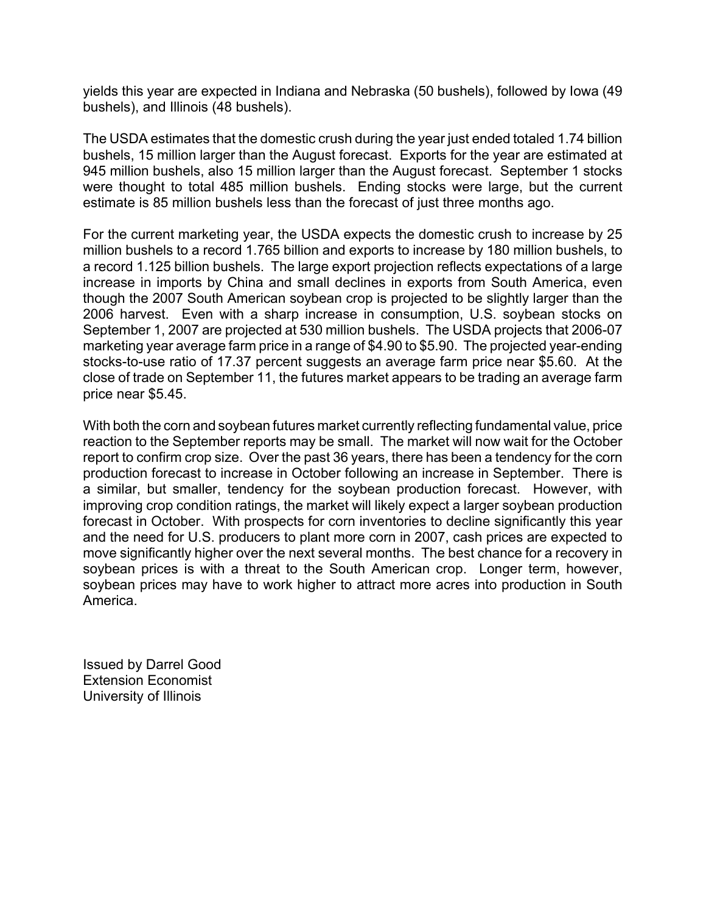yields this year are expected in Indiana and Nebraska (50 bushels), followed by Iowa (49 bushels), and Illinois (48 bushels).

The USDA estimates that the domestic crush during the year just ended totaled 1.74 billion bushels, 15 million larger than the August forecast. Exports for the year are estimated at 945 million bushels, also 15 million larger than the August forecast. September 1 stocks were thought to total 485 million bushels. Ending stocks were large, but the current estimate is 85 million bushels less than the forecast of just three months ago.

For the current marketing year, the USDA expects the domestic crush to increase by 25 million bushels to a record 1.765 billion and exports to increase by 180 million bushels, to a record 1.125 billion bushels. The large export projection reflects expectations of a large increase in imports by China and small declines in exports from South America, even though the 2007 South American soybean crop is projected to be slightly larger than the 2006 harvest. Even with a sharp increase in consumption, U.S. soybean stocks on September 1, 2007 are projected at 530 million bushels. The USDA projects that 2006-07 marketing year average farm price in a range of $4.90 to $5.90. The projected year-ending stocks-to-use ratio of 17.37 percent suggests an average farm price near $5.60. At the close of trade on September 11, the futures market appears to be trading an average farm price near $5.45.

With both the corn and soybean futures market currently reflecting fundamental value, price reaction to the September reports may be small. The market will now wait for the October report to confirm crop size. Over the past 36 years, there has been a tendency for the corn production forecast to increase in October following an increase in September. There is a similar, but smaller, tendency for the soybean production forecast. However, with improving crop condition ratings, the market will likely expect a larger soybean production forecast in October. With prospects for corn inventories to decline significantly this year and the need for U.S. producers to plant more corn in 2007, cash prices are expected to move significantly higher over the next several months. The best chance for a recovery in soybean prices is with a threat to the South American crop. Longer term, however, soybean prices may have to work higher to attract more acres into production in South America.

Issued by Darrel Good
Extension Economist
University of Illinois